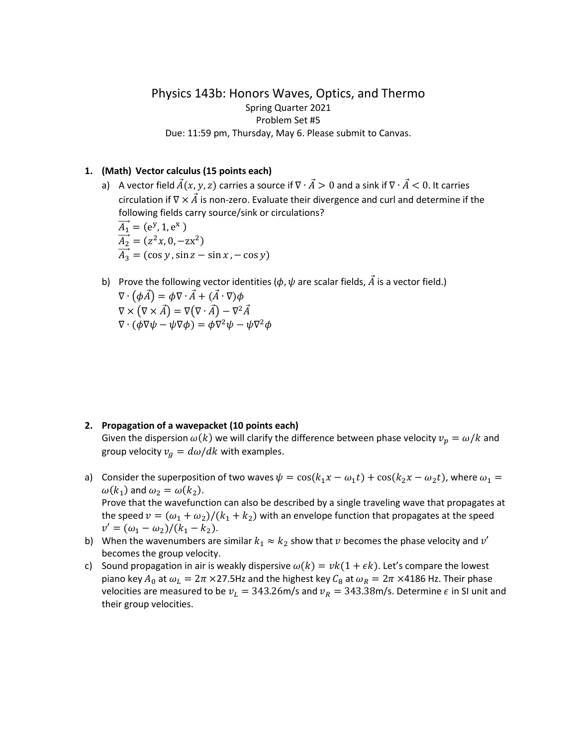# Physics 143b: Honors Waves, Optics, and Thermo

Spring Quarter 2021

Problem Set #5

Due: 11:59 pm, Thursday, May 6. Please submit to Canvas.

1. **(Math) Vector calculus (15 points each)**

   a) A vector field $\vec{A}(x, y, z)$ carries a source if $\nabla \cdot \vec{A} > 0$ and a sink if $\nabla \cdot \vec{A} < 0$. It carries circulation if $\nabla \times \vec{A}$ is non-zero. Evaluate their divergence and curl and determine if the following fields carry source/sink or circulations?

   $\overrightarrow{A_1} = (e^y, 1, e^x)$

   $\overrightarrow{A_2} = (z^2 x, 0, -zx^2)$

   $\overrightarrow{A_3} = (\cos y, \sin z - \sin x, -\cos y)$

   b) Prove the following vector identities ($\phi, \psi$ are scalar fields, $\vec{A}$ is a vector field.)

   $\nabla \cdot (\phi \vec{A}) = \phi \nabla \cdot \vec{A} + (\vec{A} \cdot \nabla)\phi$

   $\nabla \times (\nabla \times \vec{A}) = \nabla(\nabla \cdot \vec{A}) - \nabla^2 \vec{A}$

   $\nabla \cdot (\phi \nabla \psi - \psi \nabla \phi) = \phi \nabla^2 \psi - \psi \nabla^2 \phi$

2. **Propagation of a wavepacket (10 points each)**

   Given the dispersion $\omega(k)$ we will clarify the difference between phase velocity $v_p = \omega/k$ and group velocity $v_g = d\omega/dk$ with examples.

   a) Consider the superposition of two waves $\psi = \cos(k_1 x - \omega_1 t) + \cos(k_2 x - \omega_2 t)$, where $\omega_1 = \omega(k_1)$ and $\omega_2 = \omega(k_2)$.
   Prove that the wavefunction can also be described by a single traveling wave that propagates at the speed $v = (\omega_1 + \omega_2)/(k_1 + k_2)$ with an envelope function that propagates at the speed $v' = (\omega_1 - \omega_2)/(k_1 - k_2)$.

   b) When the wavenumbers are similar $k_1 \approx k_2$ show that $v$ becomes the phase velocity and $v'$ becomes the group velocity.

   c) Sound propagation in air is weakly dispersive $\omega(k) = vk(1 + \epsilon k)$. Let's compare the lowest piano key $A_0$ at $\omega_L = 2\pi \times 27.5$Hz and the highest key $C_8$ at $\omega_R = 2\pi \times 4186$ Hz. Their phase velocities are measured to be $v_L = 343.26$m/s and $v_R = 343.38$m/s. Determine $\epsilon$ in SI unit and their group velocities.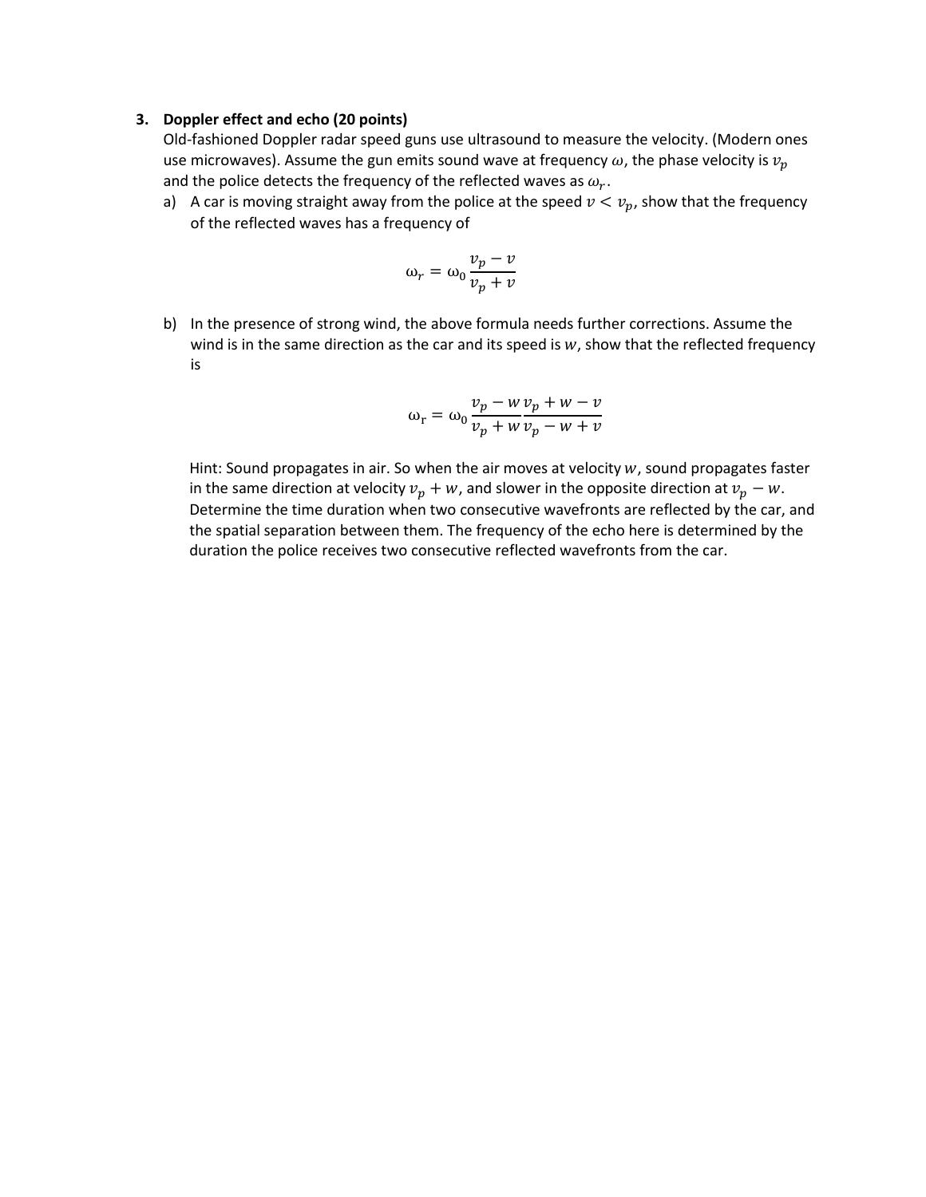3. **Doppler effect and echo (20 points)**

Old-fashioned Doppler radar speed guns use ultrasound to measure the velocity. (Modern ones use microwaves). Assume the gun emits sound wave at frequency $\omega$, the phase velocity is $v_p$ and the police detects the frequency of the reflected waves as $\omega_r$.

a) A car is moving straight away from the police at the speed $v < v_p$, show that the frequency of the reflected waves has a frequency of

$$\omega_r = \omega_0 \frac{v_p - v}{v_p + v}$$

b) In the presence of strong wind, the above formula needs further corrections. Assume the wind is in the same direction as the car and its speed is $w$, show that the reflected frequency is

$$\omega_r = \omega_0 \frac{v_p - w}{v_p + w} \frac{v_p + w - v}{v_p - w + v}$$

Hint: Sound propagates in air. So when the air moves at velocity $w$, sound propagates faster in the same direction at velocity $v_p + w$, and slower in the opposite direction at $v_p - w$. Determine the time duration when two consecutive wavefronts are reflected by the car, and the spatial separation between them. The frequency of the echo here is determined by the duration the police receives two consecutive reflected wavefronts from the car.